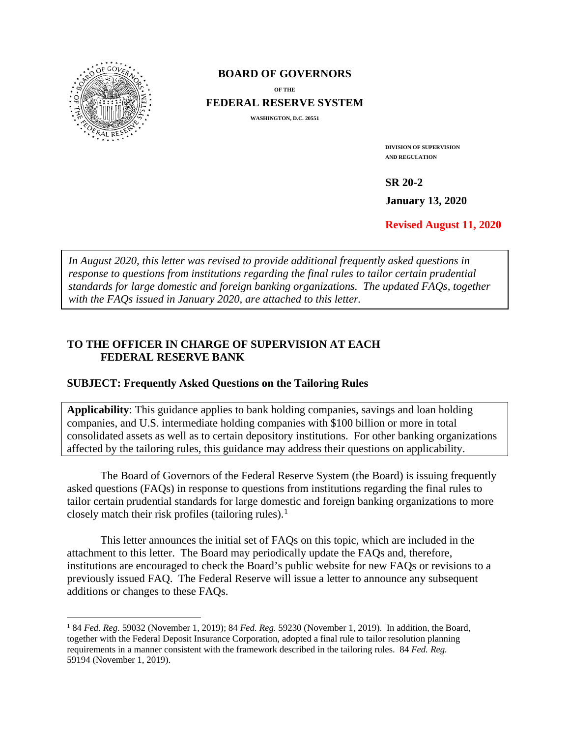**BOARD OF GOVERNORS**

**OF THE**

**FEDERAL RESERVE SYSTEM**

**WASHINGTON, D.C. 20551**

**DIVISION OF SUPERVISION AND REGULATION**

**SR 20-2**

**January 13, 2020**

**Revised August 11, 2020**

*In August 2020, this letter was revised to provide additional frequently asked questions in response to questions from institutions regarding the final rules to tailor certain prudential standards for large domestic and foreign banking organizations. The updated FAQs, together with the FAQs issued in January 2020, are attached to this letter.*

**TO THE OFFICER IN CHARGE OF SUPERVISION AT EACH FEDERAL RESERVE BANK**

**SUBJECT: Frequently Asked Questions on the Tailoring Rules**

**Applicability**: This guidance applies to bank holding companies, savings and loan holding companies, and U.S. intermediate holding companies with $100 billion or more in total consolidated assets as well as to certain depository institutions. For other banking organizations affected by the tailoring rules, this guidance may address their questions on applicability.

The Board of Governors of the Federal Reserve System (the Board) is issuing frequently asked questions (FAQs) in response to questions from institutions regarding the final rules to tailor certain prudential standards for large domestic and foreign banking organizations to more closely match their risk profiles (tailoring rules).[1]

This letter announces the initial set of FAQs on this topic, which are included in the attachment to this letter. The Board may periodically update the FAQs and, therefore, institutions are encouraged to check the Board's public website for new FAQs or revisions to a previously issued FAQ. The Federal Reserve will issue a letter to announce any subsequent additions or changes to these FAQs.

---

[1] 84 *Fed. Reg.* 59032 (November 1, 2019); 84 *Fed. Reg.* 59230 (November 1, 2019). In addition, the Board, together with the Federal Deposit Insurance Corporation, adopted a final rule to tailor resolution planning requirements in a manner consistent with the framework described in the tailoring rules. 84 *Fed. Reg.* 59194 (November 1, 2019).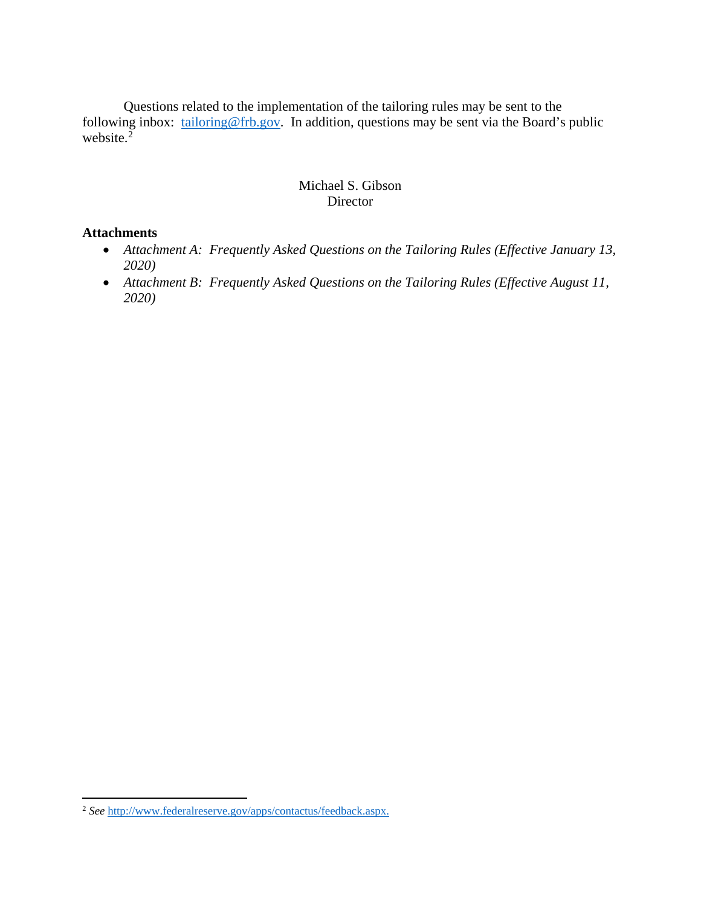Questions related to the implementation of the tailoring rules may be sent to the following inbox: tailoring@frb.gov. In addition, questions may be sent via the Board's public website.[2]

Michael S. Gibson
Director

**Attachments**

- *Attachment A: Frequently Asked Questions on the Tailoring Rules (Effective January 13, 2020)*
- *Attachment B: Frequently Asked Questions on the Tailoring Rules (Effective August 11, 2020)*

---

[2] *See* http://www.federalreserve.gov/apps/contactus/feedback.aspx.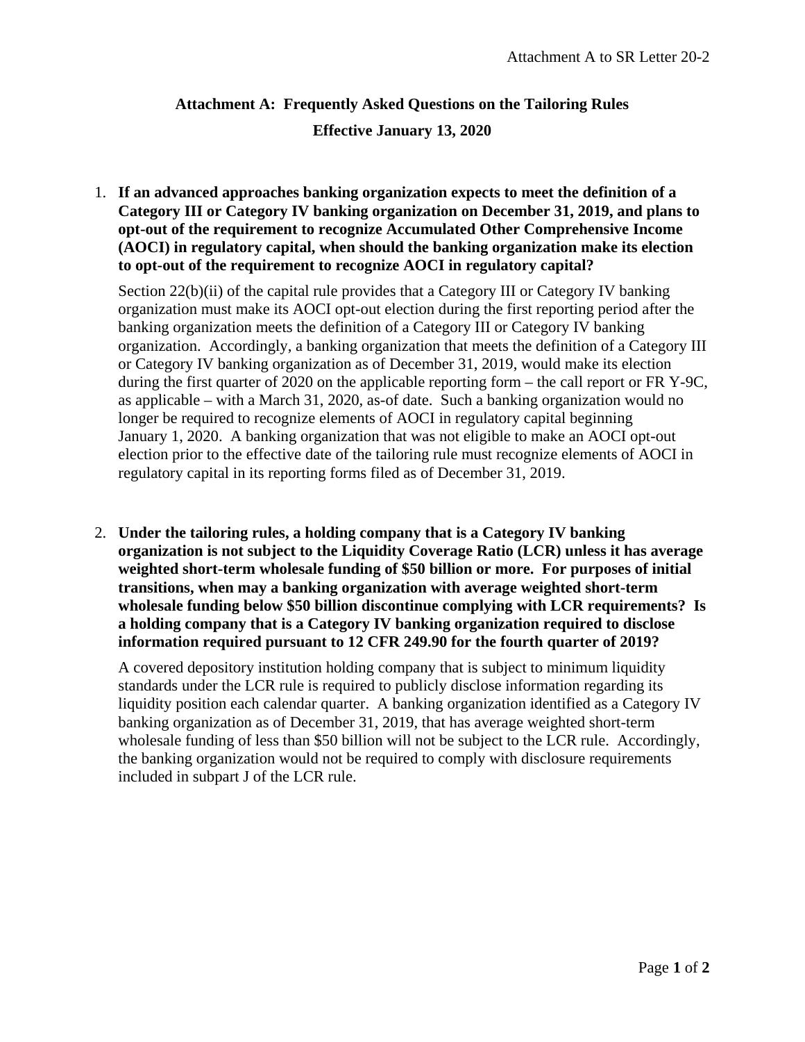# Attachment A: Frequently Asked Questions on the Tailoring Rules

## Effective January 13, 2020

1. **If an advanced approaches banking organization expects to meet the definition of a Category III or Category IV banking organization on December 31, 2019, and plans to opt-out of the requirement to recognize Accumulated Other Comprehensive Income (AOCI) in regulatory capital, when should the banking organization make its election to opt-out of the requirement to recognize AOCI in regulatory capital?**

   Section 22(b)(ii) of the capital rule provides that a Category III or Category IV banking organization must make its AOCI opt-out election during the first reporting period after the banking organization meets the definition of a Category III or Category IV banking organization. Accordingly, a banking organization that meets the definition of a Category III or Category IV banking organization as of December 31, 2019, would make its election during the first quarter of 2020 on the applicable reporting form – the call report or FR Y-9C, as applicable – with a March 31, 2020, as-of date. Such a banking organization would no longer be required to recognize elements of AOCI in regulatory capital beginning January 1, 2020. A banking organization that was not eligible to make an AOCI opt-out election prior to the effective date of the tailoring rule must recognize elements of AOCI in regulatory capital in its reporting forms filed as of December 31, 2019.

2. **Under the tailoring rules, a holding company that is a Category IV banking organization is not subject to the Liquidity Coverage Ratio (LCR) unless it has average weighted short-term wholesale funding of $50 billion or more. For purposes of initial transitions, when may a banking organization with average weighted short-term wholesale funding below $50 billion discontinue complying with LCR requirements? Is a holding company that is a Category IV banking organization required to disclose information required pursuant to 12 CFR 249.90 for the fourth quarter of 2019?**

   A covered depository institution holding company that is subject to minimum liquidity standards under the LCR rule is required to publicly disclose information regarding its liquidity position each calendar quarter. A banking organization identified as a Category IV banking organization as of December 31, 2019, that has average weighted short-term wholesale funding of less than $50 billion will not be subject to the LCR rule. Accordingly, the banking organization would not be required to comply with disclosure requirements included in subpart J of the LCR rule.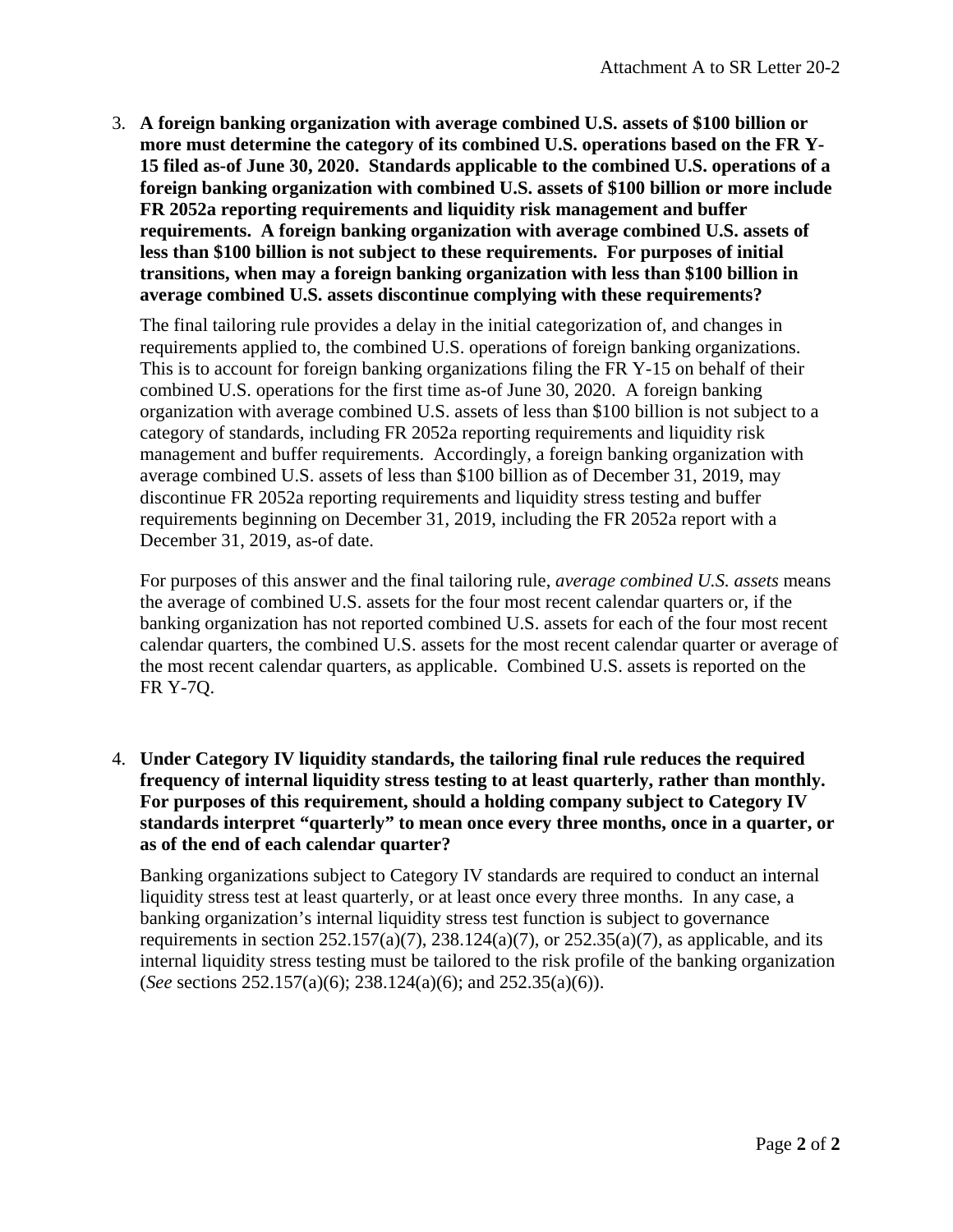3. **A foreign banking organization with average combined U.S. assets of $100 billion or more must determine the category of its combined U.S. operations based on the FR Y-15 filed as-of June 30, 2020. Standards applicable to the combined U.S. operations of a foreign banking organization with combined U.S. assets of $100 billion or more include FR 2052a reporting requirements and liquidity risk management and buffer requirements. A foreign banking organization with average combined U.S. assets of less than $100 billion is not subject to these requirements. For purposes of initial transitions, when may a foreign banking organization with less than $100 billion in average combined U.S. assets discontinue complying with these requirements?**

   The final tailoring rule provides a delay in the initial categorization of, and changes in requirements applied to, the combined U.S. operations of foreign banking organizations. This is to account for foreign banking organizations filing the FR Y-15 on behalf of their combined U.S. operations for the first time as-of June 30, 2020. A foreign banking organization with average combined U.S. assets of less than $100 billion is not subject to a category of standards, including FR 2052a reporting requirements and liquidity risk management and buffer requirements. Accordingly, a foreign banking organization with average combined U.S. assets of less than $100 billion as of December 31, 2019, may discontinue FR 2052a reporting requirements and liquidity stress testing and buffer requirements beginning on December 31, 2019, including the FR 2052a report with a December 31, 2019, as-of date.

   For purposes of this answer and the final tailoring rule, *average combined U.S. assets* means the average of combined U.S. assets for the four most recent calendar quarters or, if the banking organization has not reported combined U.S. assets for each of the four most recent calendar quarters, the combined U.S. assets for the most recent calendar quarter or average of the most recent calendar quarters, as applicable. Combined U.S. assets is reported on the FR Y-7Q.

4. **Under Category IV liquidity standards, the tailoring final rule reduces the required frequency of internal liquidity stress testing to at least quarterly, rather than monthly. For purposes of this requirement, should a holding company subject to Category IV standards interpret "quarterly" to mean once every three months, once in a quarter, or as of the end of each calendar quarter?**

   Banking organizations subject to Category IV standards are required to conduct an internal liquidity stress test at least quarterly, or at least once every three months. In any case, a banking organization's internal liquidity stress test function is subject to governance requirements in section 252.157(a)(7), 238.124(a)(7), or 252.35(a)(7), as applicable, and its internal liquidity stress testing must be tailored to the risk profile of the banking organization (*See* sections 252.157(a)(6); 238.124(a)(6); and 252.35(a)(6)).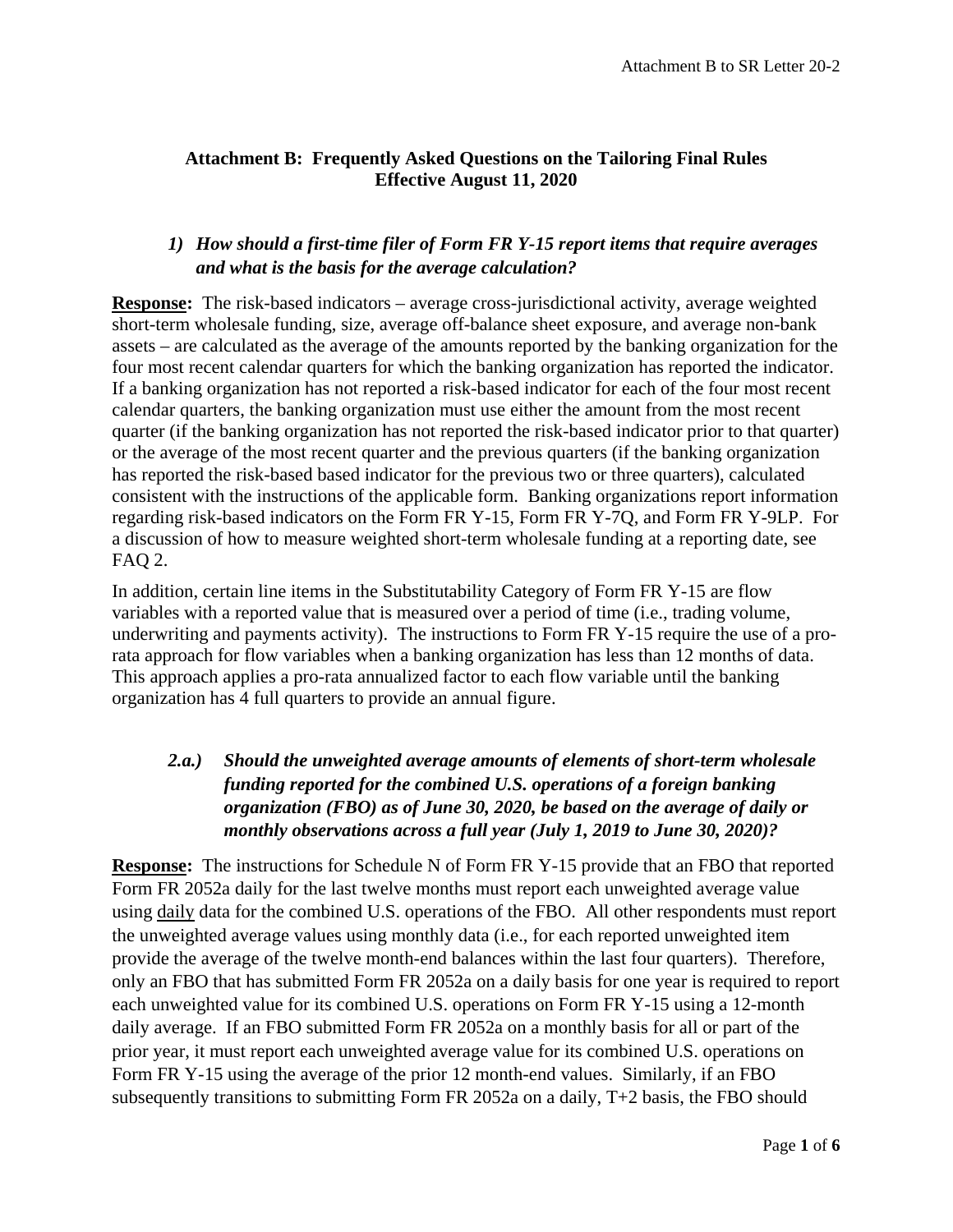## Attachment B: Frequently Asked Questions on the Tailoring Final Rules Effective August 11, 2020

### *1) How should a first-time filer of Form FR Y-15 report items that require averages and what is the basis for the average calculation?*

**Response:** The risk-based indicators – average cross-jurisdictional activity, average weighted short-term wholesale funding, size, average off-balance sheet exposure, and average non-bank assets – are calculated as the average of the amounts reported by the banking organization for the four most recent calendar quarters for which the banking organization has reported the indicator. If a banking organization has not reported a risk-based indicator for each of the four most recent calendar quarters, the banking organization must use either the amount from the most recent quarter (if the banking organization has not reported the risk-based indicator prior to that quarter) or the average of the most recent quarter and the previous quarters (if the banking organization has reported the risk-based based indicator for the previous two or three quarters), calculated consistent with the instructions of the applicable form. Banking organizations report information regarding risk-based indicators on the Form FR Y-15, Form FR Y-7Q, and Form FR Y-9LP. For a discussion of how to measure weighted short-term wholesale funding at a reporting date, see FAQ 2.

In addition, certain line items in the Substitutability Category of Form FR Y-15 are flow variables with a reported value that is measured over a period of time (i.e., trading volume, underwriting and payments activity). The instructions to Form FR Y-15 require the use of a pro-rata approach for flow variables when a banking organization has less than 12 months of data. This approach applies a pro-rata annualized factor to each flow variable until the banking organization has 4 full quarters to provide an annual figure.

### *2.a.) Should the unweighted average amounts of elements of short-term wholesale funding reported for the combined U.S. operations of a foreign banking organization (FBO) as of June 30, 2020, be based on the average of daily or monthly observations across a full year (July 1, 2019 to June 30, 2020)?*

**Response:** The instructions for Schedule N of Form FR Y-15 provide that an FBO that reported Form FR 2052a daily for the last twelve months must report each unweighted average value using daily data for the combined U.S. operations of the FBO. All other respondents must report the unweighted average values using monthly data (i.e., for each reported unweighted item provide the average of the twelve month-end balances within the last four quarters). Therefore, only an FBO that has submitted Form FR 2052a on a daily basis for one year is required to report each unweighted value for its combined U.S. operations on Form FR Y-15 using a 12-month daily average. If an FBO submitted Form FR 2052a on a monthly basis for all or part of the prior year, it must report each unweighted average value for its combined U.S. operations on Form FR Y-15 using the average of the prior 12 month-end values. Similarly, if an FBO subsequently transitions to submitting Form FR 2052a on a daily, T+2 basis, the FBO should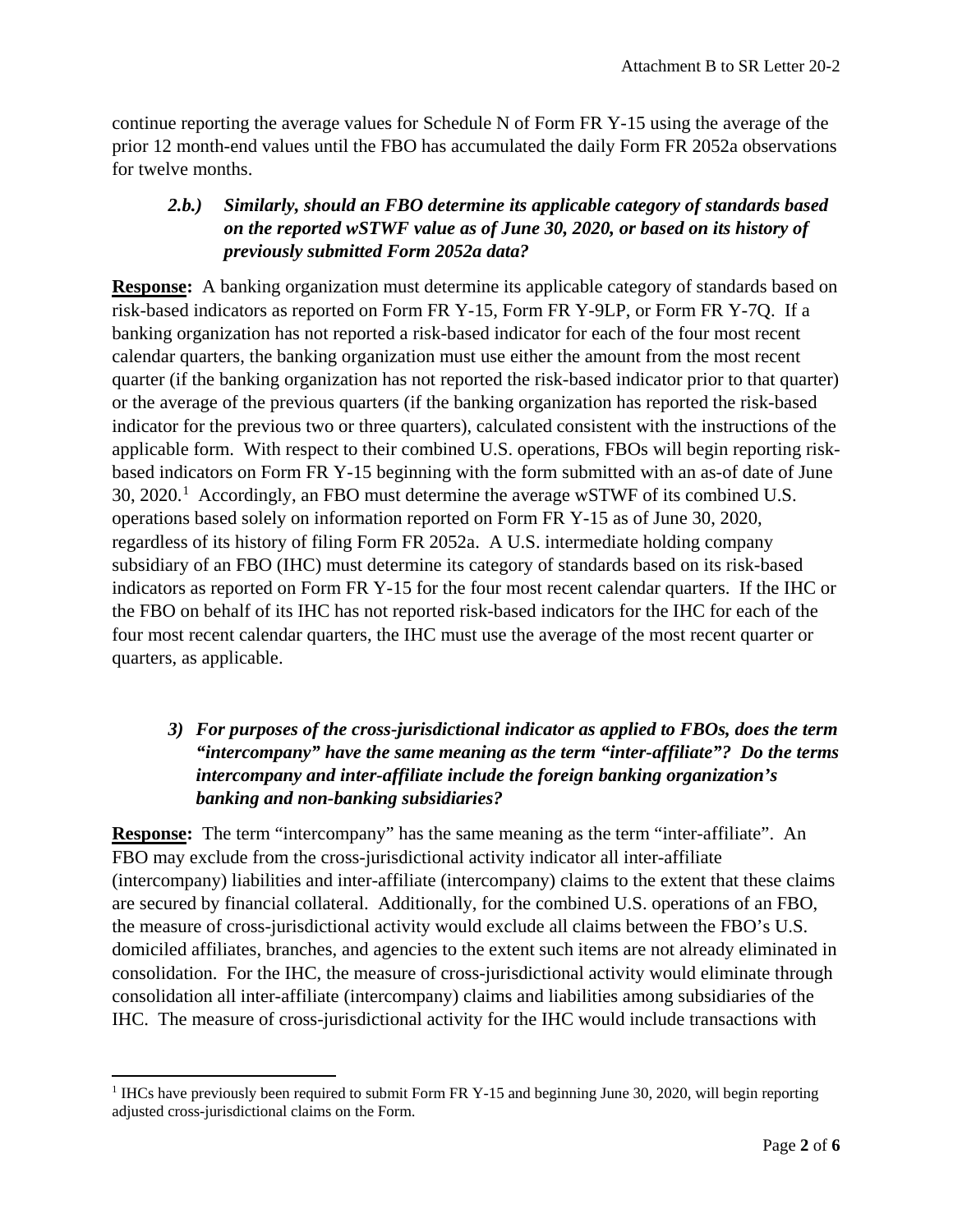continue reporting the average values for Schedule N of Form FR Y-15 using the average of the prior 12 month-end values until the FBO has accumulated the daily Form FR 2052a observations for twelve months.

### *2.b.) Similarly, should an FBO determine its applicable category of standards based on the reported wSTWF value as of June 30, 2020, or based on its history of previously submitted Form 2052a data?*

**Response:** A banking organization must determine its applicable category of standards based on risk-based indicators as reported on Form FR Y-15, Form FR Y-9LP, or Form FR Y-7Q. If a banking organization has not reported a risk-based indicator for each of the four most recent calendar quarters, the banking organization must use either the amount from the most recent quarter (if the banking organization has not reported the risk-based indicator prior to that quarter) or the average of the previous quarters (if the banking organization has reported the risk-based indicator for the previous two or three quarters), calculated consistent with the instructions of the applicable form. With respect to their combined U.S. operations, FBOs will begin reporting risk-based indicators on Form FR Y-15 beginning with the form submitted with an as-of date of June 30, 2020.[1] Accordingly, an FBO must determine the average wSTWF of its combined U.S. operations based solely on information reported on Form FR Y-15 as of June 30, 2020, regardless of its history of filing Form FR 2052a. A U.S. intermediate holding company subsidiary of an FBO (IHC) must determine its category of standards based on its risk-based indicators as reported on Form FR Y-15 for the four most recent calendar quarters. If the IHC or the FBO on behalf of its IHC has not reported risk-based indicators for the IHC for each of the four most recent calendar quarters, the IHC must use the average of the most recent quarter or quarters, as applicable.

### *3) For purposes of the cross-jurisdictional indicator as applied to FBOs, does the term "intercompany" have the same meaning as the term "inter-affiliate"? Do the terms intercompany and inter-affiliate include the foreign banking organization's banking and non-banking subsidiaries?*

**Response:** The term "intercompany" has the same meaning as the term "inter-affiliate". An FBO may exclude from the cross-jurisdictional activity indicator all inter-affiliate (intercompany) liabilities and inter-affiliate (intercompany) claims to the extent that these claims are secured by financial collateral. Additionally, for the combined U.S. operations of an FBO, the measure of cross-jurisdictional activity would exclude all claims between the FBO's U.S. domiciled affiliates, branches, and agencies to the extent such items are not already eliminated in consolidation. For the IHC, the measure of cross-jurisdictional activity would eliminate through consolidation all inter-affiliate (intercompany) claims and liabilities among subsidiaries of the IHC. The measure of cross-jurisdictional activity for the IHC would include transactions with

[1] IHCs have previously been required to submit Form FR Y-15 and beginning June 30, 2020, will begin reporting adjusted cross-jurisdictional claims on the Form.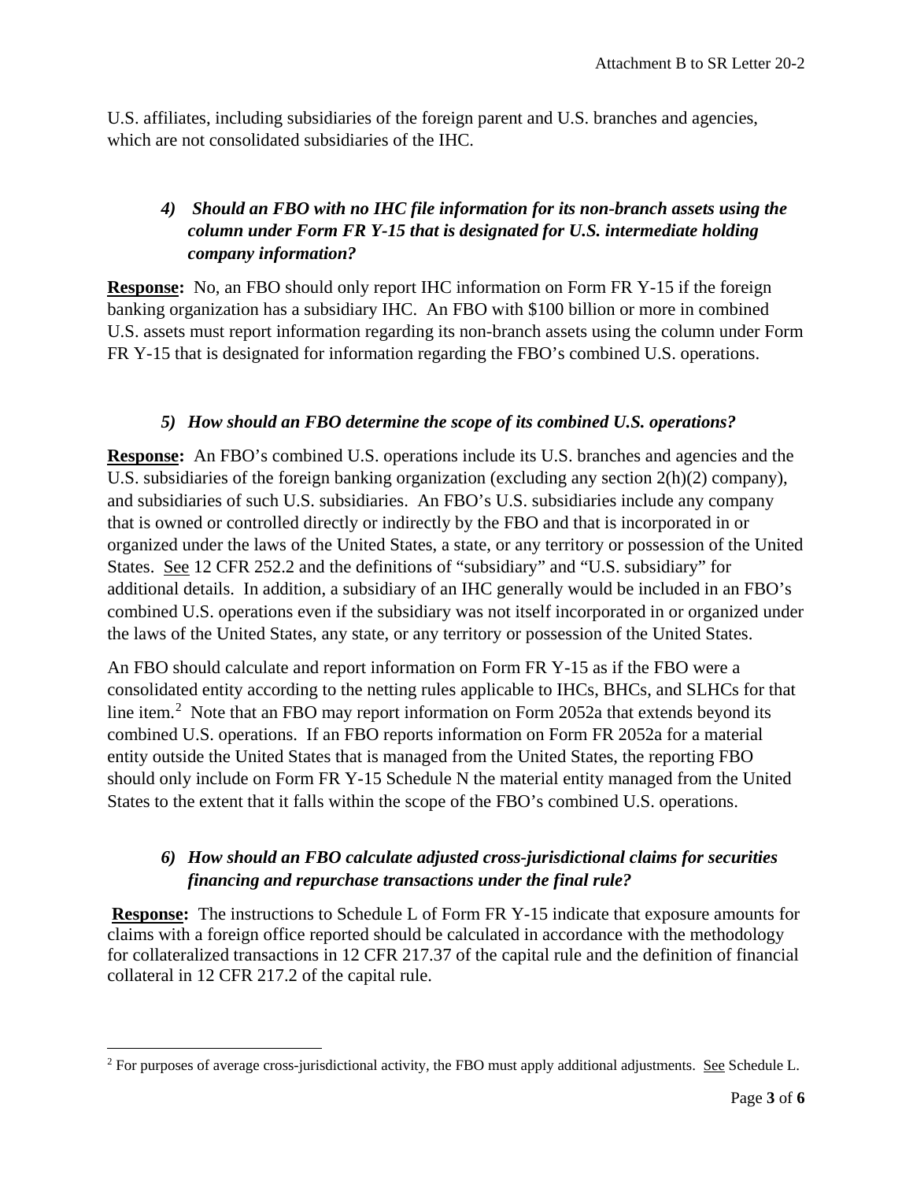U.S. affiliates, including subsidiaries of the foreign parent and U.S. branches and agencies, which are not consolidated subsidiaries of the IHC.

### *4) Should an FBO with no IHC file information for its non-branch assets using the column under Form FR Y-15 that is designated for U.S. intermediate holding company information?*

**Response:** No, an FBO should only report IHC information on Form FR Y-15 if the foreign banking organization has a subsidiary IHC. An FBO with $100 billion or more in combined U.S. assets must report information regarding its non-branch assets using the column under Form FR Y-15 that is designated for information regarding the FBO's combined U.S. operations.

### *5) How should an FBO determine the scope of its combined U.S. operations?*

**Response:** An FBO's combined U.S. operations include its U.S. branches and agencies and the U.S. subsidiaries of the foreign banking organization (excluding any section 2(h)(2) company), and subsidiaries of such U.S. subsidiaries. An FBO's U.S. subsidiaries include any company that is owned or controlled directly or indirectly by the FBO and that is incorporated in or organized under the laws of the United States, a state, or any territory or possession of the United States. See 12 CFR 252.2 and the definitions of "subsidiary" and "U.S. subsidiary" for additional details. In addition, a subsidiary of an IHC generally would be included in an FBO's combined U.S. operations even if the subsidiary was not itself incorporated in or organized under the laws of the United States, any state, or any territory or possession of the United States.

An FBO should calculate and report information on Form FR Y-15 as if the FBO were a consolidated entity according to the netting rules applicable to IHCs, BHCs, and SLHCs for that line item.[2] Note that an FBO may report information on Form 2052a that extends beyond its combined U.S. operations. If an FBO reports information on Form FR 2052a for a material entity outside the United States that is managed from the United States, the reporting FBO should only include on Form FR Y-15 Schedule N the material entity managed from the United States to the extent that it falls within the scope of the FBO's combined U.S. operations.

### *6) How should an FBO calculate adjusted cross-jurisdictional claims for securities financing and repurchase transactions under the final rule?*

**Response:** The instructions to Schedule L of Form FR Y-15 indicate that exposure amounts for claims with a foreign office reported should be calculated in accordance with the methodology for collateralized transactions in 12 CFR 217.37 of the capital rule and the definition of financial collateral in 12 CFR 217.2 of the capital rule.

[2] For purposes of average cross-jurisdictional activity, the FBO must apply additional adjustments. See Schedule L.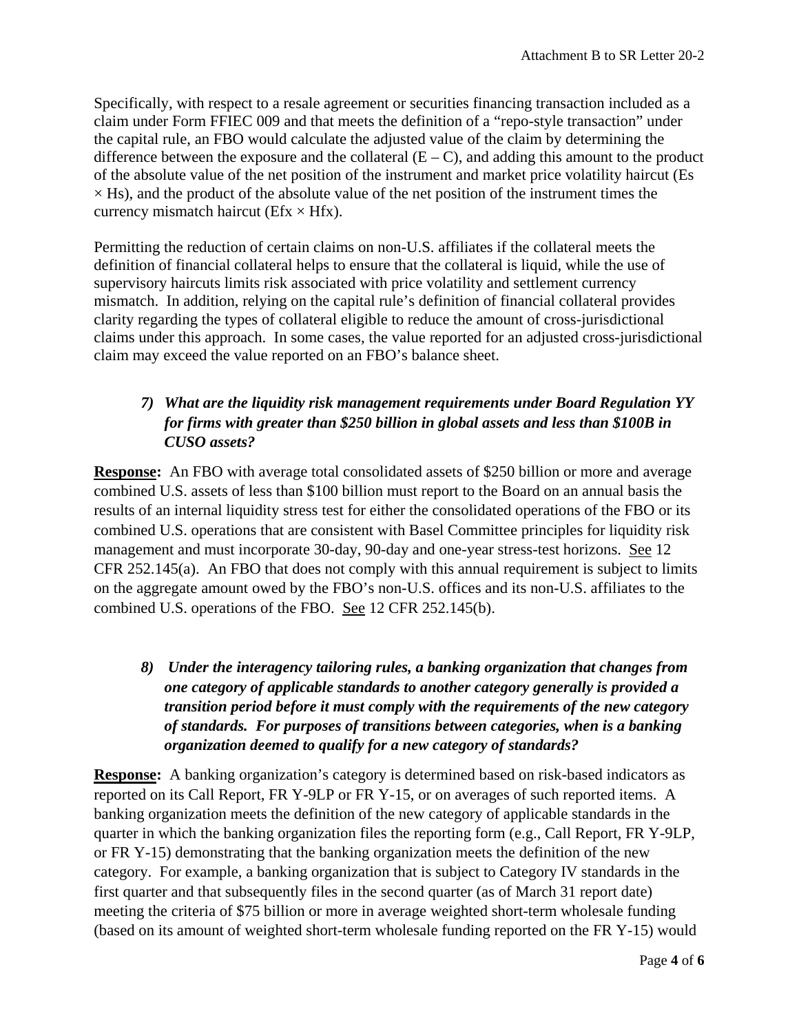Specifically, with respect to a resale agreement or securities financing transaction included as a claim under Form FFIEC 009 and that meets the definition of a "repo-style transaction" under the capital rule, an FBO would calculate the adjusted value of the claim by determining the difference between the exposure and the collateral ($E – C$), and adding this amount to the product of the absolute value of the net position of the instrument and market price volatility haircut ($Es \times Hs$), and the product of the absolute value of the net position of the instrument times the currency mismatch haircut ($Efx \times Hfx$).

Permitting the reduction of certain claims on non-U.S. affiliates if the collateral meets the definition of financial collateral helps to ensure that the collateral is liquid, while the use of supervisory haircuts limits risk associated with price volatility and settlement currency mismatch. In addition, relying on the capital rule's definition of financial collateral provides clarity regarding the types of collateral eligible to reduce the amount of cross-jurisdictional claims under this approach. In some cases, the value reported for an adjusted cross-jurisdictional claim may exceed the value reported on an FBO's balance sheet.

7) ***What are the liquidity risk management requirements under Board Regulation YY for firms with greater than $250 billion in global assets and less than $100B in CUSO assets?***

**Response:** An FBO with average total consolidated assets of $250 billion or more and average combined U.S. assets of less than $100 billion must report to the Board on an annual basis the results of an internal liquidity stress test for either the consolidated operations of the FBO or its combined U.S. operations that are consistent with Basel Committee principles for liquidity risk management and must incorporate 30-day, 90-day and one-year stress-test horizons. See 12 CFR 252.145(a). An FBO that does not comply with this annual requirement is subject to limits on the aggregate amount owed by the FBO's non-U.S. offices and its non-U.S. affiliates to the combined U.S. operations of the FBO. See 12 CFR 252.145(b).

8) ***Under the interagency tailoring rules, a banking organization that changes from one category of applicable standards to another category generally is provided a transition period before it must comply with the requirements of the new category of standards. For purposes of transitions between categories, when is a banking organization deemed to qualify for a new category of standards?***

**Response:** A banking organization's category is determined based on risk-based indicators as reported on its Call Report, FR Y-9LP or FR Y-15, or on averages of such reported items. A banking organization meets the definition of the new category of applicable standards in the quarter in which the banking organization files the reporting form (e.g., Call Report, FR Y-9LP, or FR Y-15) demonstrating that the banking organization meets the definition of the new category. For example, a banking organization that is subject to Category IV standards in the first quarter and that subsequently files in the second quarter (as of March 31 report date) meeting the criteria of $75 billion or more in average weighted short-term wholesale funding (based on its amount of weighted short-term wholesale funding reported on the FR Y-15) would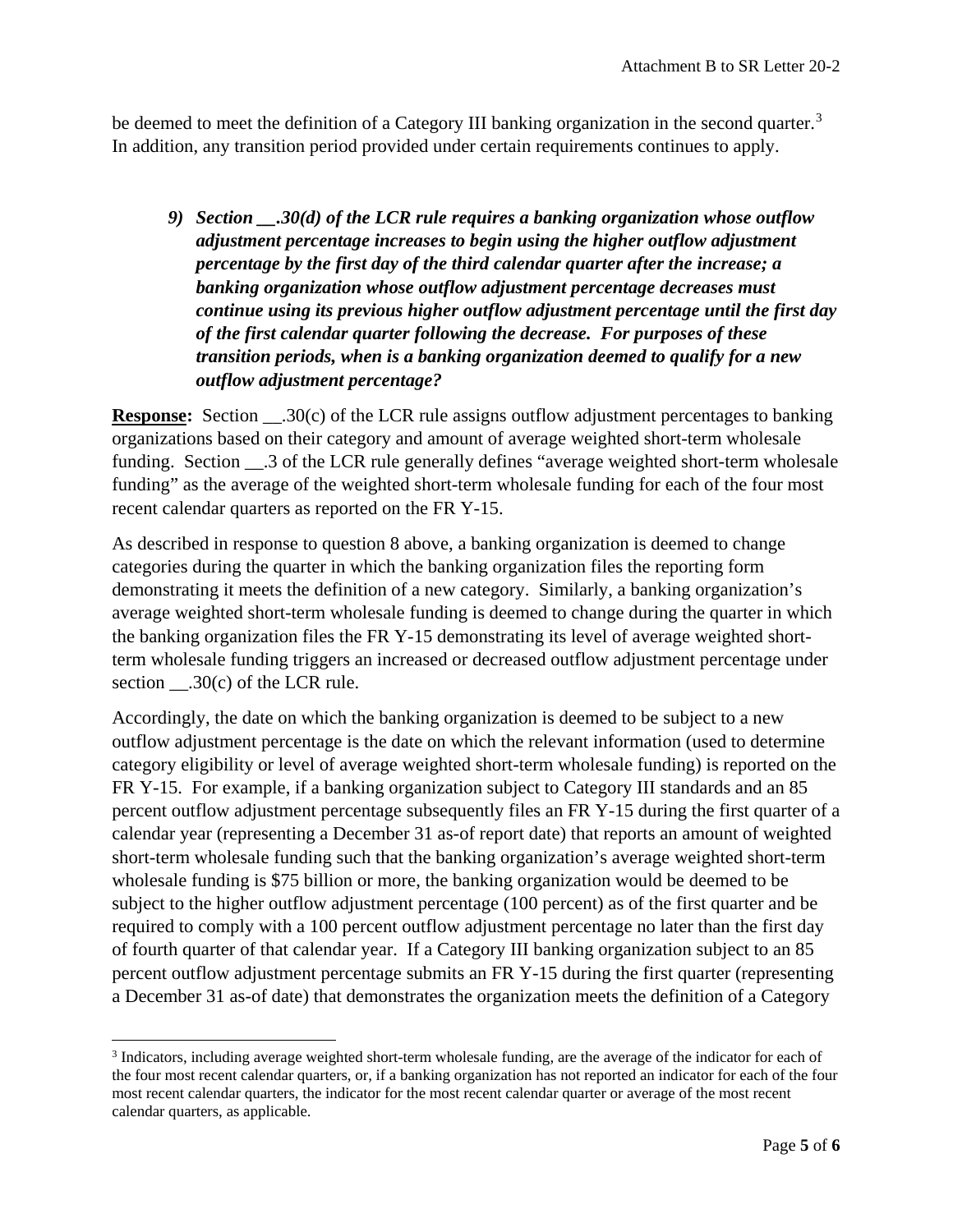be deemed to meet the definition of a Category III banking organization in the second quarter.[3] In addition, any transition period provided under certain requirements continues to apply.

9) ***Section __.30(d) of the LCR rule requires a banking organization whose outflow adjustment percentage increases to begin using the higher outflow adjustment percentage by the first day of the third calendar quarter after the increase; a banking organization whose outflow adjustment percentage decreases must continue using its previous higher outflow adjustment percentage until the first day of the first calendar quarter following the decrease. For purposes of these transition periods, when is a banking organization deemed to qualify for a new outflow adjustment percentage?***

**Response:** Section __.30(c) of the LCR rule assigns outflow adjustment percentages to banking organizations based on their category and amount of average weighted short-term wholesale funding. Section __.3 of the LCR rule generally defines "average weighted short-term wholesale funding" as the average of the weighted short-term wholesale funding for each of the four most recent calendar quarters as reported on the FR Y-15.

As described in response to question 8 above, a banking organization is deemed to change categories during the quarter in which the banking organization files the reporting form demonstrating it meets the definition of a new category. Similarly, a banking organization's average weighted short-term wholesale funding is deemed to change during the quarter in which the banking organization files the FR Y-15 demonstrating its level of average weighted short-term wholesale funding triggers an increased or decreased outflow adjustment percentage under section __.30(c) of the LCR rule.

Accordingly, the date on which the banking organization is deemed to be subject to a new outflow adjustment percentage is the date on which the relevant information (used to determine category eligibility or level of average weighted short-term wholesale funding) is reported on the FR Y-15. For example, if a banking organization subject to Category III standards and an 85 percent outflow adjustment percentage subsequently files an FR Y-15 during the first quarter of a calendar year (representing a December 31 as-of report date) that reports an amount of weighted short-term wholesale funding such that the banking organization's average weighted short-term wholesale funding is $75 billion or more, the banking organization would be deemed to be subject to the higher outflow adjustment percentage (100 percent) as of the first quarter and be required to comply with a 100 percent outflow adjustment percentage no later than the first day of fourth quarter of that calendar year. If a Category III banking organization subject to an 85 percent outflow adjustment percentage submits an FR Y-15 during the first quarter (representing a December 31 as-of date) that demonstrates the organization meets the definition of a Category

[3] Indicators, including average weighted short-term wholesale funding, are the average of the indicator for each of the four most recent calendar quarters, or, if a banking organization has not reported an indicator for each of the four most recent calendar quarters, the indicator for the most recent calendar quarter or average of the most recent calendar quarters, as applicable.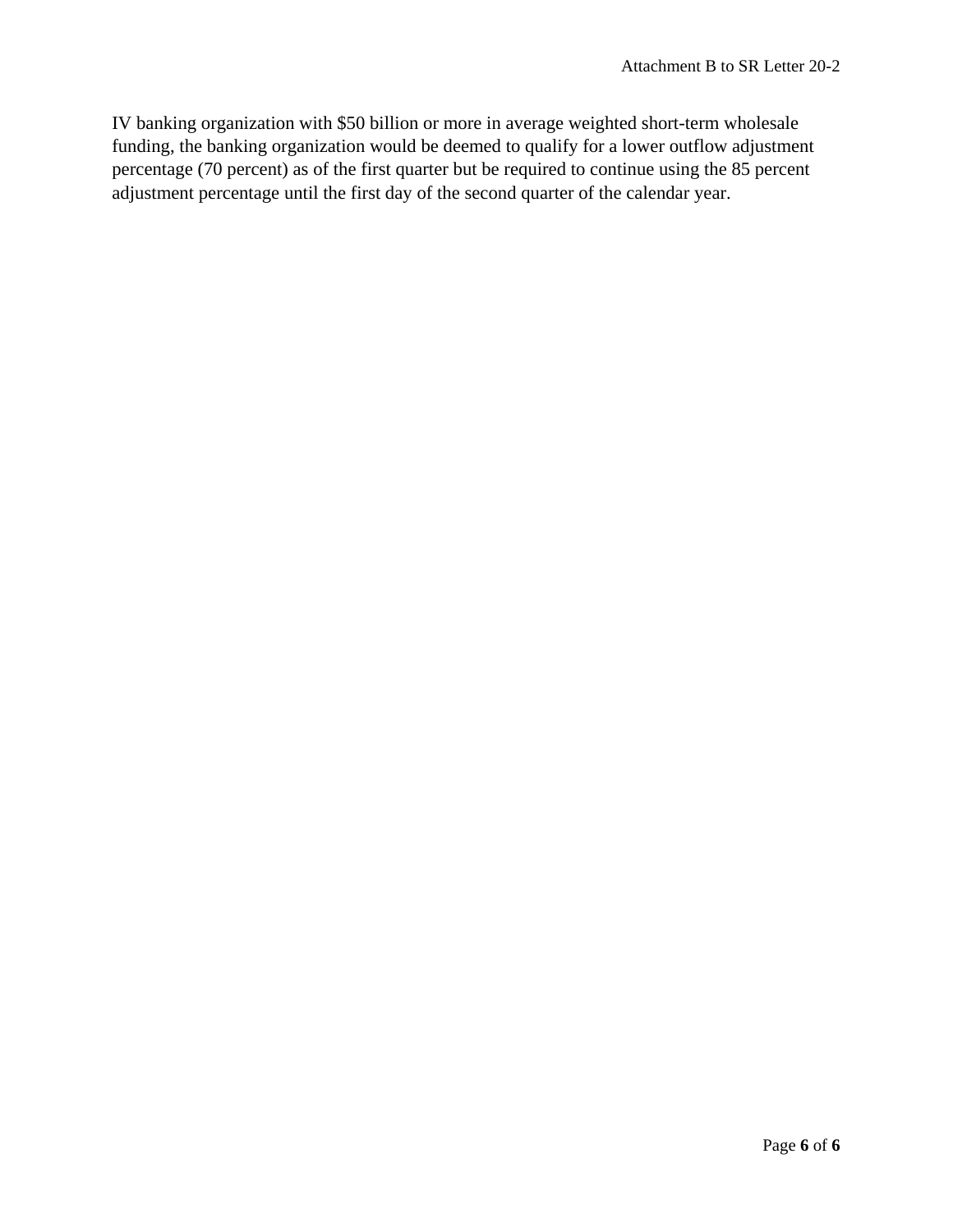IV banking organization with $50 billion or more in average weighted short-term wholesale funding, the banking organization would be deemed to qualify for a lower outflow adjustment percentage (70 percent) as of the first quarter but be required to continue using the 85 percent adjustment percentage until the first day of the second quarter of the calendar year.